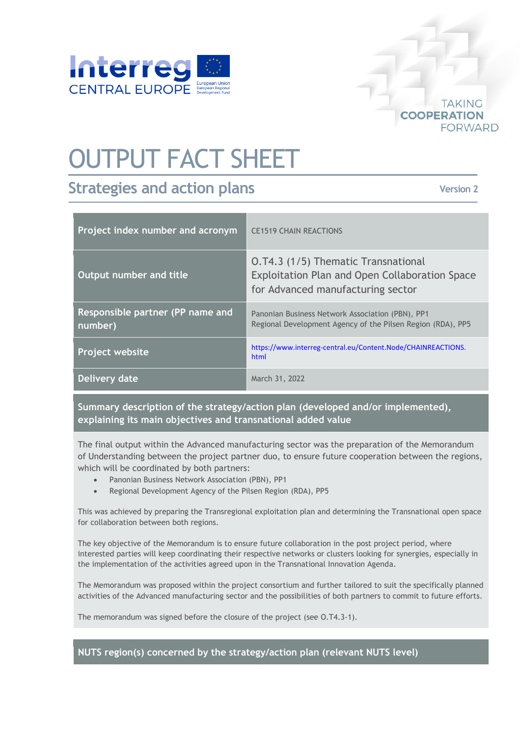Interreg CENTRAL EUROPE

TAKING COOPERATION FORWARD

# OUTPUT FACT SHEET

## Strategies and action plans

Version 2

| | |
|---|---|
| **Project index number and acronym** | CE1519 CHAIN REACTIONS |
| **Output number and title** | O.T4.3 (1/5) Thematic Transnational Exploitation Plan and Open Collaboration Space for Advanced manufacturing sector |
| **Responsible partner (PP name and number)** | Panonian Business Network Association (PBN), PP1<br>Regional Development Agency of the Pilsen Region (RDA), PP5 |
| **Project website** | https://www.interreg-central.eu/Content.Node/CHAINREACTIONS.html |
| **Delivery date** | March 31, 2022 |

### Summary description of the strategy/action plan (developed and/or implemented), explaining its main objectives and transnational added value

The final output within the Advanced manufacturing sector was the preparation of the Memorandum of Understanding between the project partner duo, to ensure future cooperation between the regions, which will be coordinated by both partners:

- Panonian Business Network Association (PBN), PP1
- Regional Development Agency of the Pilsen Region (RDA), PP5

This was achieved by preparing the Transregional exploitation plan and determining the Transnational open space for collaboration between both regions.

The key objective of the Memorandum is to ensure future collaboration in the post project period, where interested parties will keep coordinating their respective networks or clusters looking for synergies, especially in the implementation of the activities agreed upon in the Transnational Innovation Agenda.

The Memorandum was proposed within the project consortium and further tailored to suit the specifically planned activities of the Advanced manufacturing sector and the possibilities of both partners to commit to future efforts.

The memorandum was signed before the closure of the project (see O.T4.3-1).

### NUTS region(s) concerned by the strategy/action plan (relevant NUTS level)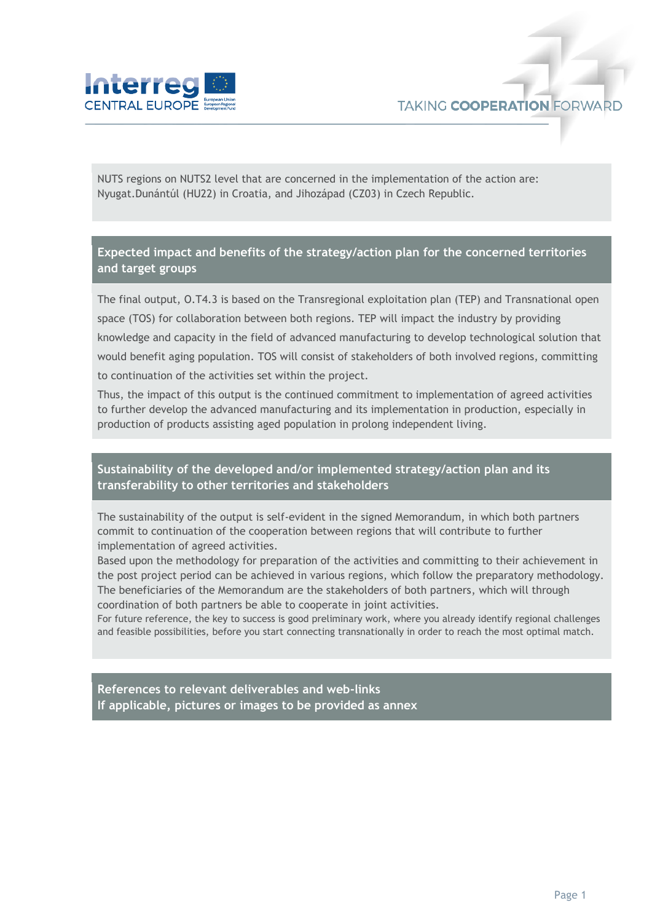NUTS regions on NUTS2 level that are concerned in the implementation of the action are: Nyugat.Dunántúl (HU22) in Croatia, and Jihozápad (CZ03) in Czech Republic.

## Expected impact and benefits of the strategy/action plan for the concerned territories and target groups

The final output, O.T4.3 is based on the Transregional exploitation plan (TEP) and Transnational open space (TOS) for collaboration between both regions. TEP will impact the industry by providing knowledge and capacity in the field of advanced manufacturing to develop technological solution that would benefit aging population. TOS will consist of stakeholders of both involved regions, committing to continuation of the activities set within the project.

Thus, the impact of this output is the continued commitment to implementation of agreed activities to further develop the advanced manufacturing and its implementation in production, especially in production of products assisting aged population in prolong independent living.

## Sustainability of the developed and/or implemented strategy/action plan and its transferability to other territories and stakeholders

The sustainability of the output is self-evident in the signed Memorandum, in which both partners commit to continuation of the cooperation between regions that will contribute to further implementation of agreed activities.

Based upon the methodology for preparation of the activities and committing to their achievement in the post project period can be achieved in various regions, which follow the preparatory methodology. The beneficiaries of the Memorandum are the stakeholders of both partners, which will through coordination of both partners be able to cooperate in joint activities.

For future reference, the key to success is good preliminary work, where you already identify regional challenges and feasible possibilities, before you start connecting transnationally in order to reach the most optimal match.

## References to relevant deliverables and web-links
## If applicable, pictures or images to be provided as annex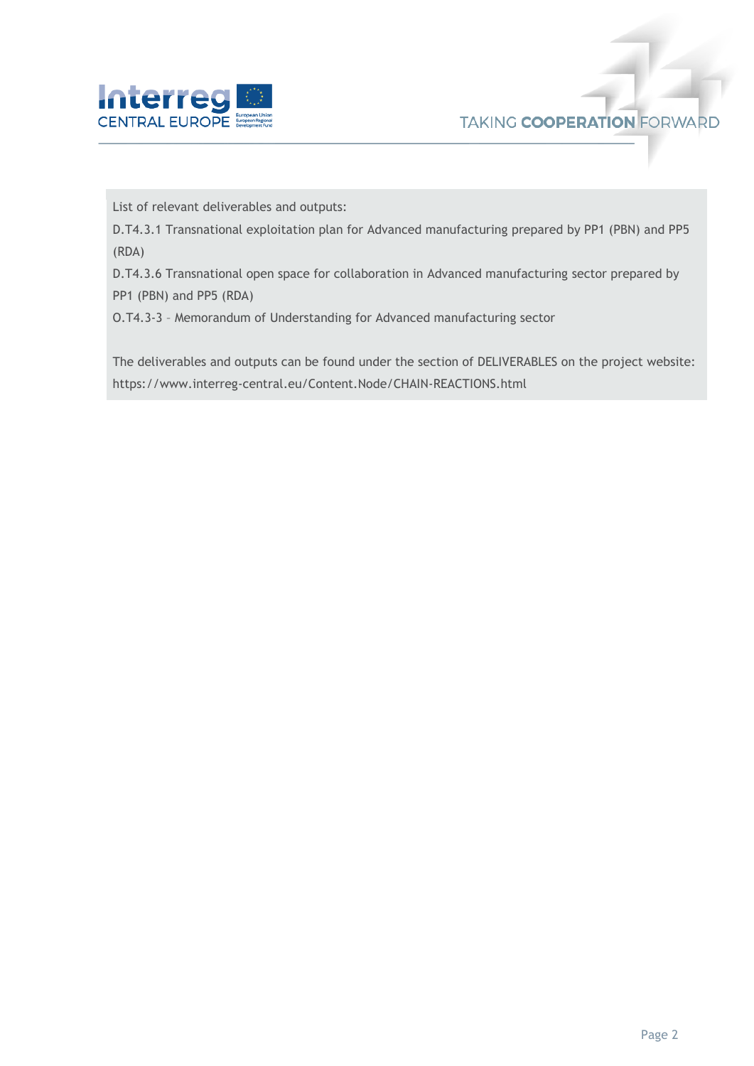List of relevant deliverables and outputs:

D.T4.3.1 Transnational exploitation plan for Advanced manufacturing prepared by PP1 (PBN) and PP5 (RDA)

D.T4.3.6 Transnational open space for collaboration in Advanced manufacturing sector prepared by PP1 (PBN) and PP5 (RDA)

O.T4.3-3 – Memorandum of Understanding for Advanced manufacturing sector

The deliverables and outputs can be found under the section of DELIVERABLES on the project website: https://www.interreg-central.eu/Content.Node/CHAIN-REACTIONS.html